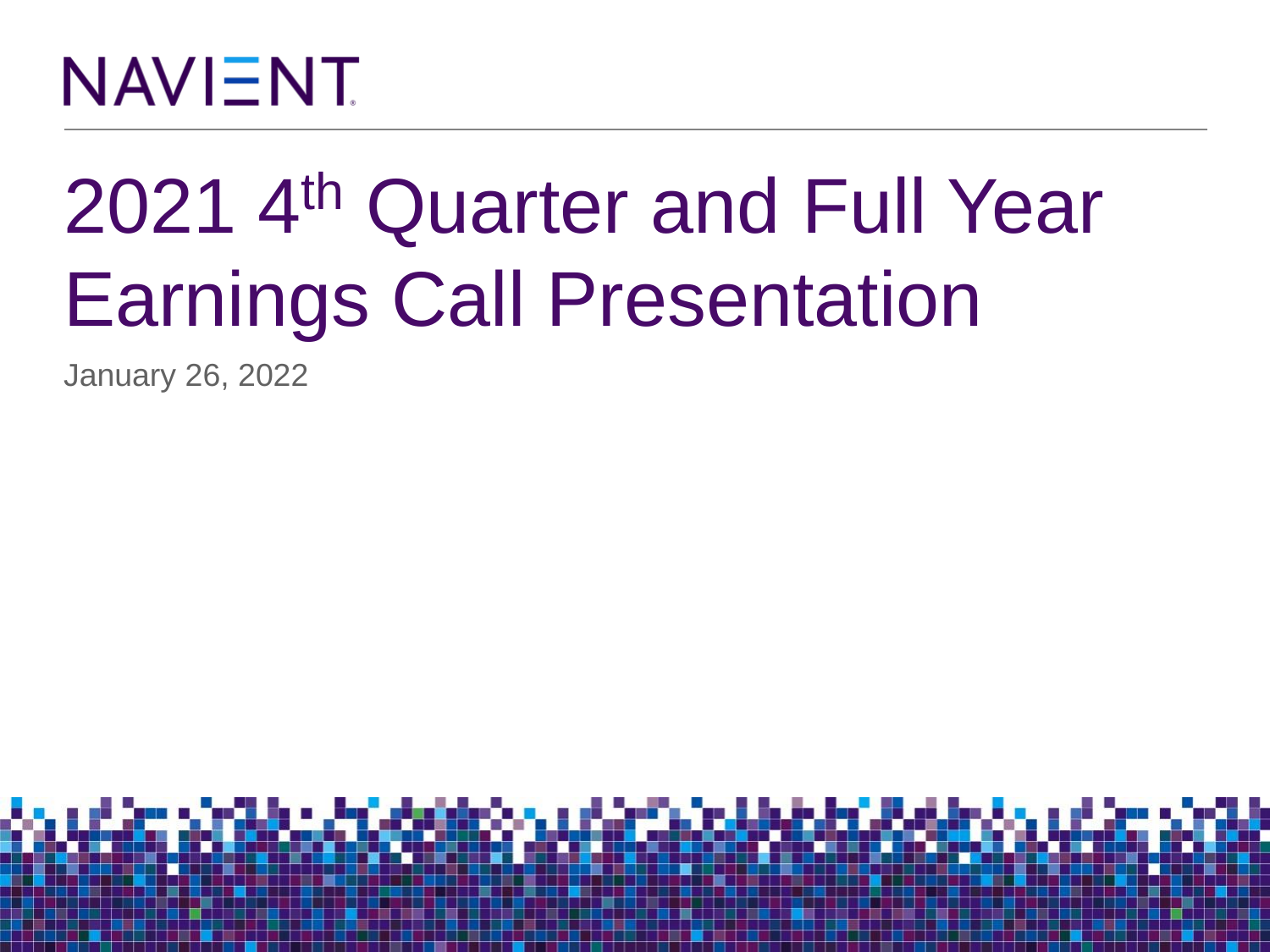NAVIENT

# 2021 4th Quarter and Full Year Earnings Call Presentation

January 26, 2022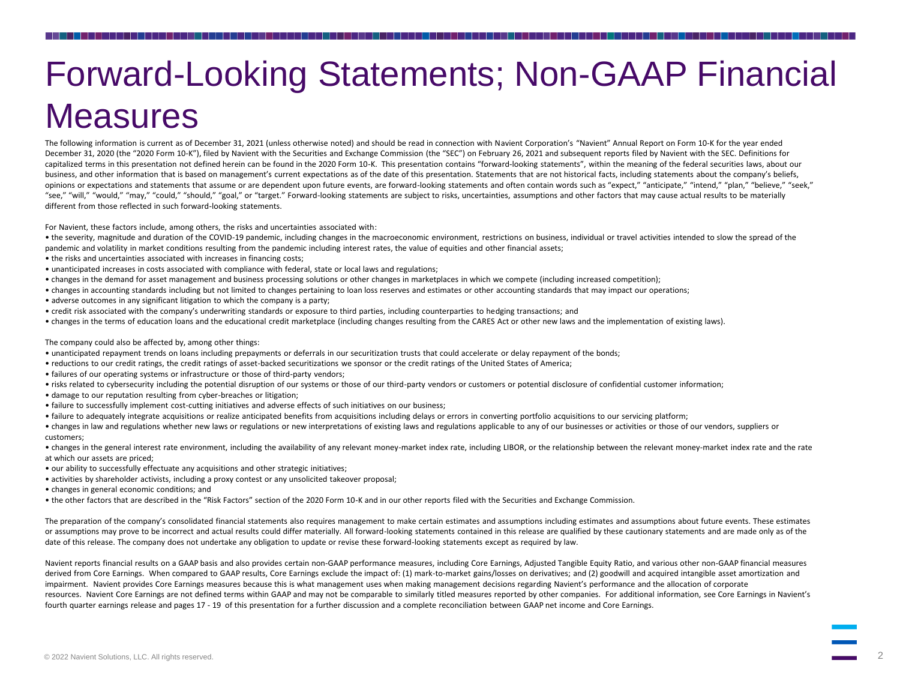# Forward-Looking Statements; Non-GAAP Financial Measures

The following information is current as of December 31, 2021 (unless otherwise noted) and should be read in connection with Navient Corporation's "Navient" Annual Report on Form 10-K for the year ended December 31, 2020 (the "2020 Form 10-K"), filed by Navient with the Securities and Exchange Commission (the "SEC") on February 26, 2021 and subsequent reports filed by Navient with the SEC. Definitions for capitalized terms in this presentation not defined herein can be found in the 2020 Form 10-K. This presentation contains "forward-looking statements", within the meaning of the federal securities laws, about our business, and other information that is based on management's current expectations as of the date of this presentation. Statements that are not historical facts, including statements about the company's beliefs, opinions or expectations and statements that assume or are dependent upon future events, are forward-looking statements and often contain words such as "expect," "anticipate," "intend," "plan," "believe," "seek," "see," "will," "would," "may," "could," "should," "goal," or "target." Forward-looking statements are subject to risks, uncertainties, assumptions and other factors that may cause actual results to be materially different from those reflected in such forward-looking statements.

For Navient, these factors include, among others, the risks and uncertainties associated with:

- the severity, magnitude and duration of the COVID-19 pandemic, including changes in the macroeconomic environment, restrictions on business, individual or travel activities intended to slow the spread of the pandemic and volatility in market conditions resulting from the pandemic including interest rates, the value of equities and other financial assets;
- the risks and uncertainties associated with increases in financing costs;
- unanticipated increases in costs associated with compliance with federal, state or local laws and regulations;
- changes in the demand for asset management and business processing solutions or other changes in marketplaces in which we compete (including increased competition);
- changes in accounting standards including but not limited to changes pertaining to loan loss reserves and estimates or other accounting standards that may impact our operations;
- adverse outcomes in any significant litigation to which the company is a party;
- credit risk associated with the company's underwriting standards or exposure to third parties, including counterparties to hedging transactions; and
- changes in the terms of education loans and the educational credit marketplace (including changes resulting from the CARES Act or other new laws and the implementation of existing laws).

The company could also be affected by, among other things:

- unanticipated repayment trends on loans including prepayments or deferrals in our securitization trusts that could accelerate or delay repayment of the bonds;
- reductions to our credit ratings, the credit ratings of asset-backed securitizations we sponsor or the credit ratings of the United States of America;
- failures of our operating systems or infrastructure or those of third-party vendors;
- risks related to cybersecurity including the potential disruption of our systems or those of our third-party vendors or customers or potential disclosure of confidential customer information;
- damage to our reputation resulting from cyber-breaches or litigation;
- failure to successfully implement cost-cutting initiatives and adverse effects of such initiatives on our business;
- failure to adequately integrate acquisitions or realize anticipated benefits from acquisitions including delays or errors in converting portfolio acquisitions to our servicing platform;
- changes in law and regulations whether new laws or regulations or new interpretations of existing laws and regulations applicable to any of our businesses or activities or those of our vendors, suppliers or customers;
- changes in the general interest rate environment, including the availability of any relevant money-market index rate, including LIBOR, or the relationship between the relevant money-market index rate and the rate at which our assets are priced;
- our ability to successfully effectuate any acquisitions and other strategic initiatives;
- activities by shareholder activists, including a proxy contest or any unsolicited takeover proposal;
- changes in general economic conditions; and
- the other factors that are described in the "Risk Factors" section of the 2020 Form 10-K and in our other reports filed with the Securities and Exchange Commission.

The preparation of the company's consolidated financial statements also requires management to make certain estimates and assumptions including estimates and assumptions about future events. These estimates or assumptions may prove to be incorrect and actual results could differ materially. All forward-looking statements contained in this release are qualified by these cautionary statements and are made only as of the date of this release. The company does not undertake any obligation to update or revise these forward-looking statements except as required by law.

Navient reports financial results on a GAAP basis and also provides certain non-GAAP performance measures, including Core Earnings, Adjusted Tangible Equity Ratio, and various other non-GAAP financial measures derived from Core Earnings. When compared to GAAP results, Core Earnings exclude the impact of: (1) mark-to-market gains/losses on derivatives; and (2) goodwill and acquired intangible asset amortization and impairment. Navient provides Core Earnings measures because this is what management uses when making management decisions regarding Navient's performance and the allocation of corporate resources. Navient Core Earnings are not defined terms within GAAP and may not be comparable to similarly titled measures reported by other companies. For additional information, see Core Earnings in Navient's fourth quarter earnings release and pages 17 - 19 of this presentation for a further discussion and a complete reconciliation between GAAP net income and Core Earnings.

© 2022 Navient Solutions, LLC. All rights reserved.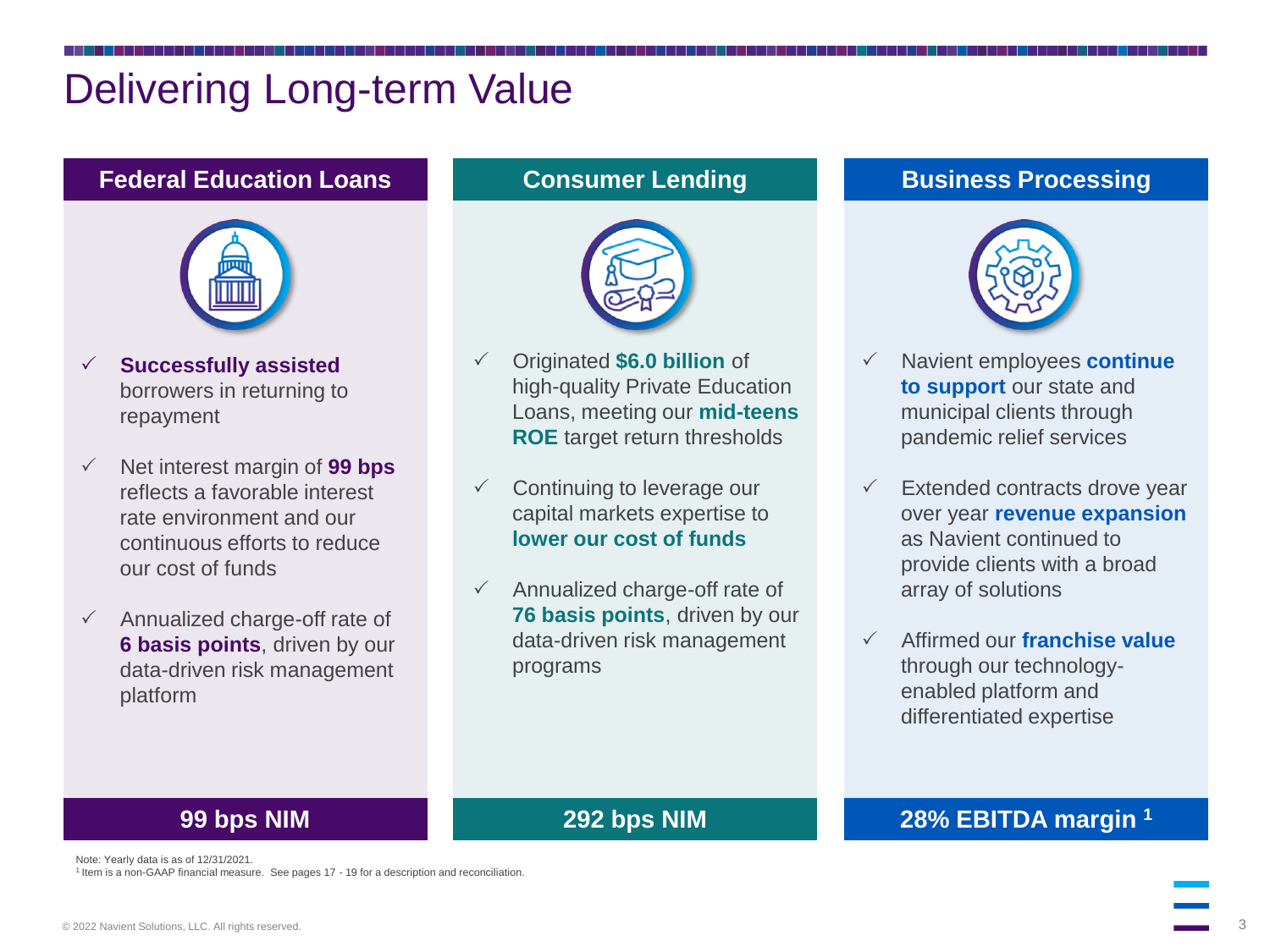# Delivering Long-term Value

## Federal Education Loans

- **Successfully assisted** borrowers in returning to repayment
- Net interest margin of **99 bps** reflects a favorable interest rate environment and our continuous efforts to reduce our cost of funds
- Annualized charge-off rate of **6 basis points**, driven by our data-driven risk management platform

**99 bps NIM**

## Consumer Lending

- Originated **$6.0 billion** of high-quality Private Education Loans, meeting our **mid-teens ROE** target return thresholds
- Continuing to leverage our capital markets expertise to **lower our cost of funds**
- Annualized charge-off rate of **76 basis points**, driven by our data-driven risk management programs

**292 bps NIM**

## Business Processing

- Navient employees **continue to support** our state and municipal clients through pandemic relief services
- Extended contracts drove year over year **revenue expansion** as Navient continued to provide clients with a broad array of solutions
- Affirmed our **franchise value** through our technology-enabled platform and differentiated expertise

**28% EBITDA margin [1]**

Note: Yearly data is as of 12/31/2021.

[1] Item is a non-GAAP financial measure. See pages 17 - 19 for a description and reconciliation.

© 2022 Navient Solutions, LLC. All rights reserved.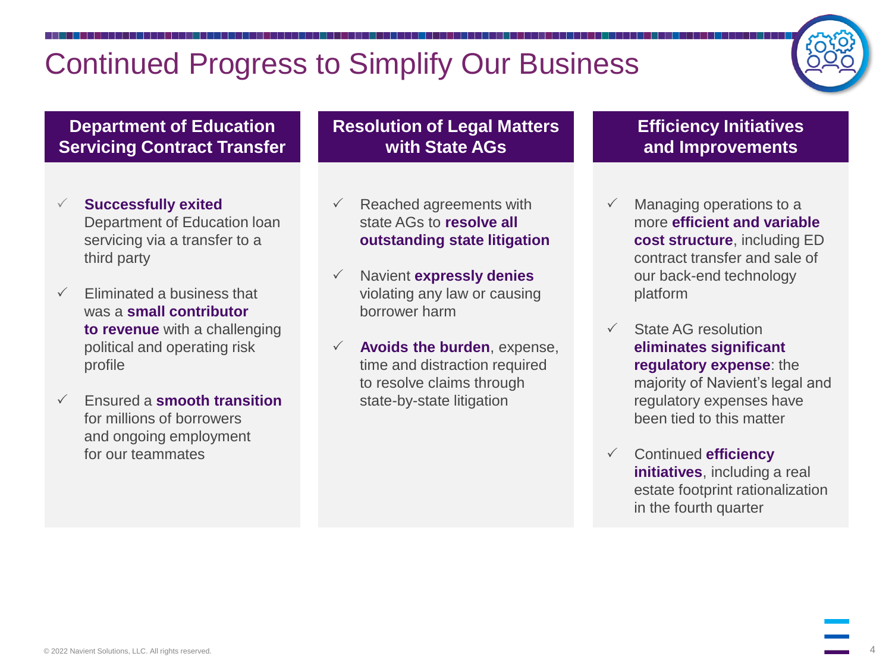# Continued Progress to Simplify Our Business

## Department of Education Servicing Contract Transfer

- ✓ **Successfully exited** Department of Education loan servicing via a transfer to a third party
- ✓ Eliminated a business that was a **small contributor to revenue** with a challenging political and operating risk profile
- ✓ Ensured a **smooth transition** for millions of borrowers and ongoing employment for our teammates

## Resolution of Legal Matters with State AGs

- ✓ Reached agreements with state AGs to **resolve all outstanding state litigation**
- ✓ Navient **expressly denies** violating any law or causing borrower harm
- ✓ **Avoids the burden**, expense, time and distraction required to resolve claims through state-by-state litigation

## Efficiency Initiatives and Improvements

- ✓ Managing operations to a more **efficient and variable cost structure**, including ED contract transfer and sale of our back-end technology platform
- ✓ State AG resolution **eliminates significant regulatory expense**: the majority of Navient's legal and regulatory expenses have been tied to this matter
- ✓ Continued **efficiency initiatives**, including a real estate footprint rationalization in the fourth quarter

© 2022 Navient Solutions, LLC. All rights reserved.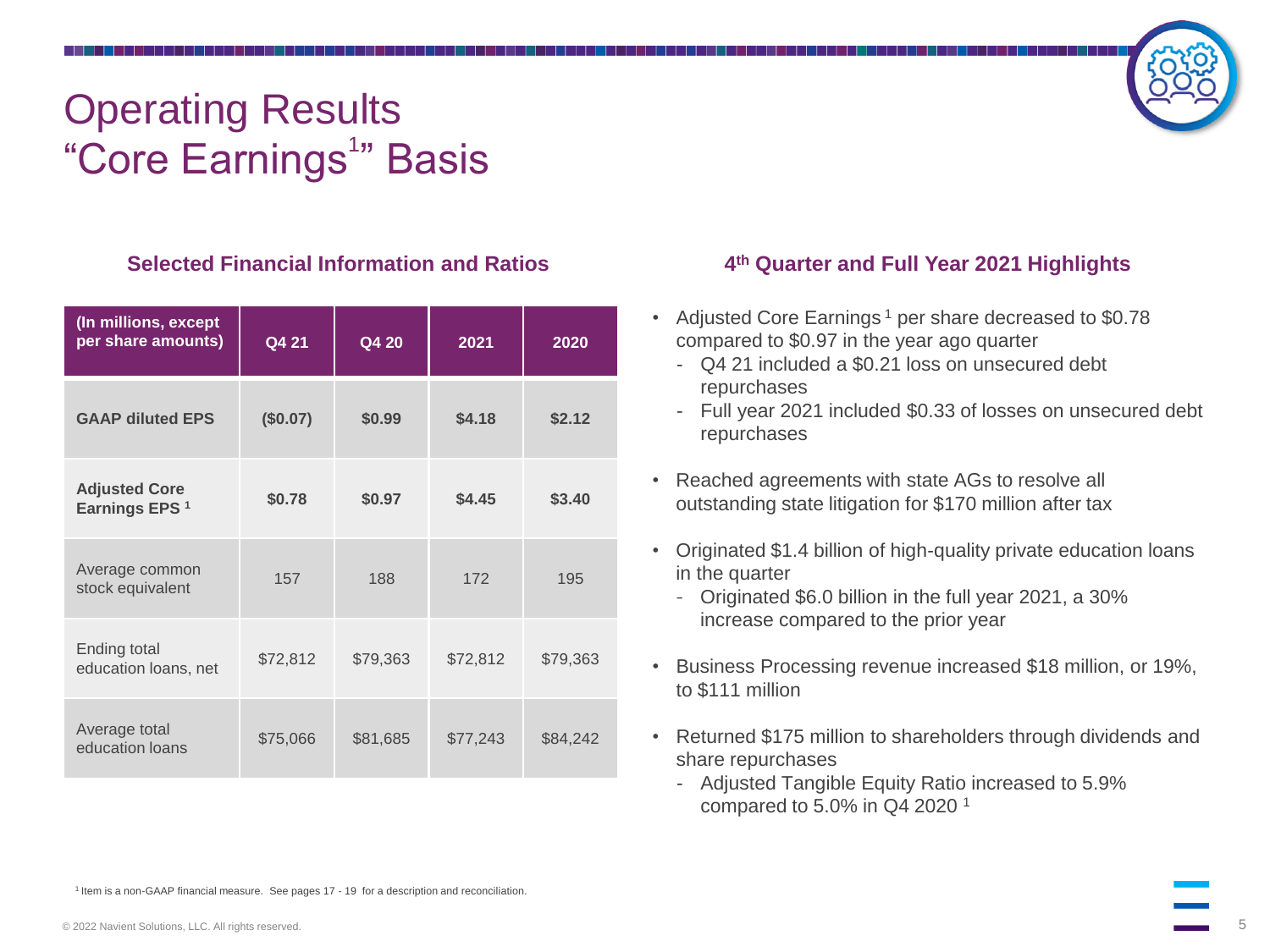# Operating Results "Core Earnings[1]" Basis

## Selected Financial Information and Ratios

| (In millions, except per share amounts) | Q4 21 | Q4 20 | 2021 | 2020 |
|---|---|---|---|---|
| **GAAP diluted EPS** | **($0.07)** | **$0.99** | **$4.18** | **$2.12** |
| **Adjusted Core Earnings EPS [1]** | **$0.78** | **$0.97** | **$4.45** | **$3.40** |
| Average common stock equivalent | 157 | 188 | 172 | 195 |
| Ending total education loans, net | $72,812 | $79,363 | $72,812 | $79,363 |
| Average total education loans | $75,066 | $81,685 | $77,243 | $84,242 |

## 4th Quarter and Full Year 2021 Highlights

- Adjusted Core Earnings[1] per share decreased to $0.78 compared to $0.97 in the year ago quarter
  - Q4 21 included a $0.21 loss on unsecured debt repurchases
  - Full year 2021 included $0.33 of losses on unsecured debt repurchases
- Reached agreements with state AGs to resolve all outstanding state litigation for $170 million after tax
- Originated $1.4 billion of high-quality private education loans in the quarter
  - Originated $6.0 billion in the full year 2021, a 30% increase compared to the prior year
- Business Processing revenue increased $18 million, or 19%, to $111 million
- Returned $175 million to shareholders through dividends and share repurchases
  - Adjusted Tangible Equity Ratio increased to 5.9% compared to 5.0% in Q4 2020 [1]

[1] Item is a non-GAAP financial measure. See pages 17 - 19 for a description and reconciliation.

© 2022 Navient Solutions, LLC. All rights reserved.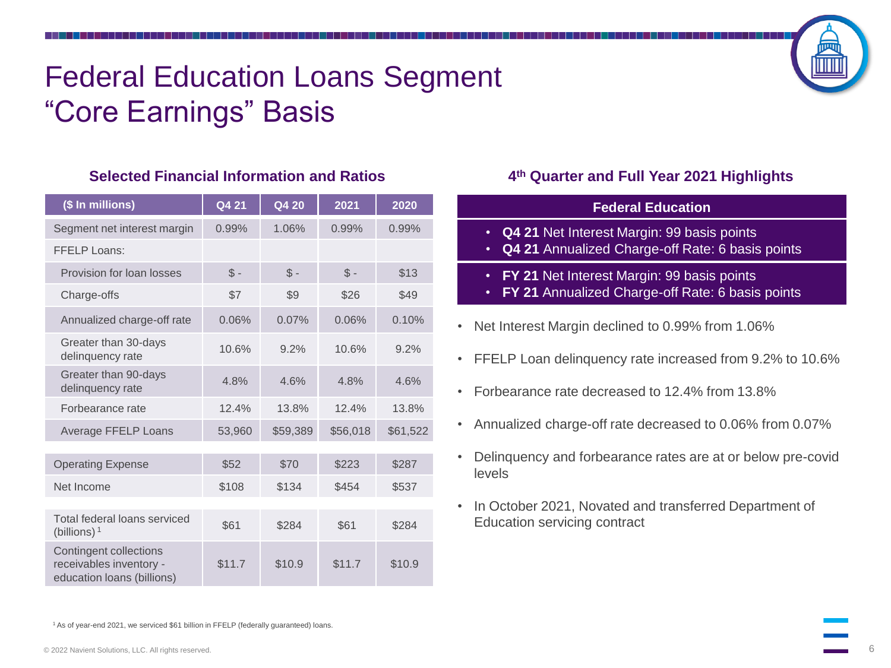# Federal Education Loans Segment
# "Core Earnings" Basis

## Selected Financial Information and Ratios

| ($ In millions) | Q4 21 | Q4 20 | 2021 | 2020 |
|---|---|---|---|---|
| Segment net interest margin | 0.99% | 1.06% | 0.99% | 0.99% |
| FFELP Loans: | | | | |
| Provision for loan losses | $ - | $ - | $ - | $13 |
| Charge-offs | $7 | $9 | $26 | $49 |
| Annualized charge-off rate | 0.06% | 0.07% | 0.06% | 0.10% |
| Greater than 30-days delinquency rate | 10.6% | 9.2% | 10.6% | 9.2% |
| Greater than 90-days delinquency rate | 4.8% | 4.6% | 4.8% | 4.6% |
| Forbearance rate | 12.4% | 13.8% | 12.4% | 13.8% |
| Average FFELP Loans | 53,960 | $59,389 | $56,018 | $61,522 |
| Operating Expense | $52 | $70 | $223 | $287 |
| Net Income | $108 | $134 | $454 | $537 |
| Total federal loans serviced (billions) [1] | $61 | $284 | $61 | $284 |
| Contingent collections receivables inventory - education loans (billions) | $11.7 | $10.9 | $11.7 | $10.9 |

## 4th Quarter and Full Year 2021 Highlights

**Federal Education**

- **Q4 21** Net Interest Margin: 99 basis points
- **Q4 21** Annualized Charge-off Rate: 6 basis points

- **FY 21** Net Interest Margin: 99 basis points
- **FY 21** Annualized Charge-off Rate: 6 basis points

- Net Interest Margin declined to 0.99% from 1.06%
- FFELP Loan delinquency rate increased from 9.2% to 10.6%
- Forbearance rate decreased to 12.4% from 13.8%
- Annualized charge-off rate decreased to 0.06% from 0.07%
- Delinquency and forbearance rates are at or below pre-covid levels
- In October 2021, Novated and transferred Department of Education servicing contract

[1] As of year-end 2021, we serviced $61 billion in FFELP (federally guaranteed) loans.

© 2022 Navient Solutions, LLC. All rights reserved.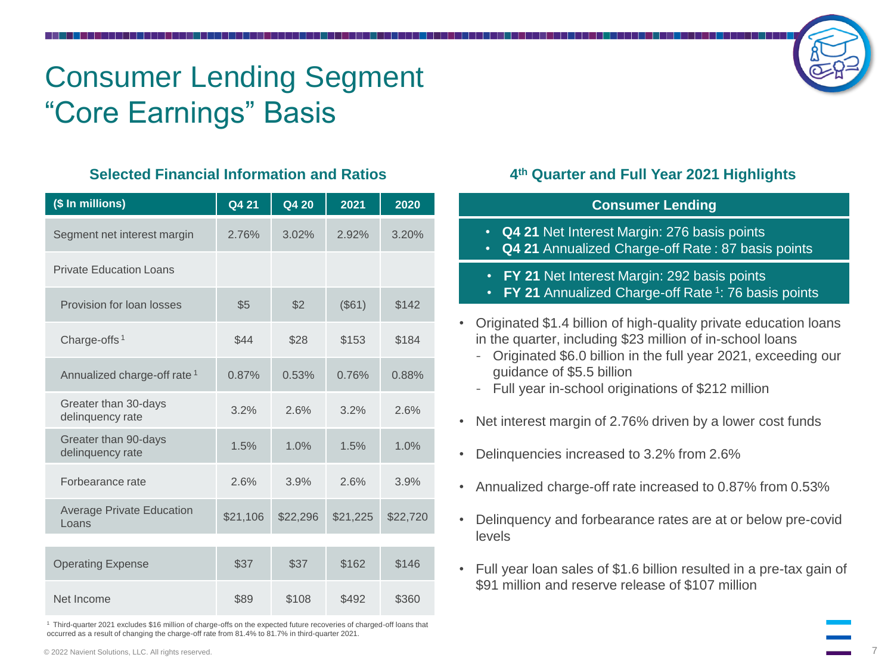# Consumer Lending Segment "Core Earnings" Basis

## Selected Financial Information and Ratios

| ($ In millions) | Q4 21 | Q4 20 | 2021 | 2020 |
|---|---|---|---|---|
| Segment net interest margin | 2.76% | 3.02% | 2.92% | 3.20% |
| Private Education Loans | | | | |
| Provision for loan losses | $5 | $2 | ($61) | $142 |
| Charge-offs[1] | $44 | $28 | $153 | $184 |
| Annualized charge-off rate[1] | 0.87% | 0.53% | 0.76% | 0.88% |
| Greater than 30-days delinquency rate | 3.2% | 2.6% | 3.2% | 2.6% |
| Greater than 90-days delinquency rate | 1.5% | 1.0% | 1.5% | 1.0% |
| Forbearance rate | 2.6% | 3.9% | 2.6% | 3.9% |
| Average Private Education Loans | $21,106 | $22,296 | $21,225 | $22,720 |
| Operating Expense | $37 | $37 | $162 | $146 |
| Net Income | $89 | $108 | $492 | $360 |

[1] Third-quarter 2021 excludes $16 million of charge-offs on the expected future recoveries of charged-off loans that occurred as a result of changing the charge-off rate from 81.4% to 81.7% in third-quarter 2021.

## 4th Quarter and Full Year 2021 Highlights

### Consumer Lending

- **Q4 21** Net Interest Margin: 276 basis points
- **Q4 21** Annualized Charge-off Rate : 87 basis points

- **FY 21** Net Interest Margin: 292 basis points
- **FY 21** Annualized Charge-off Rate[1]: 76 basis points

- Originated $1.4 billion of high-quality private education loans in the quarter, including $23 million of in-school loans
  - Originated $6.0 billion in the full year 2021, exceeding our guidance of $5.5 billion
  - Full year in-school originations of $212 million
- Net interest margin of 2.76% driven by a lower cost funds
- Delinquencies increased to 3.2% from 2.6%
- Annualized charge-off rate increased to 0.87% from 0.53%
- Delinquency and forbearance rates are at or below pre-covid levels
- Full year loan sales of $1.6 billion resulted in a pre-tax gain of $91 million and reserve release of $107 million

© 2022 Navient Solutions, LLC. All rights reserved.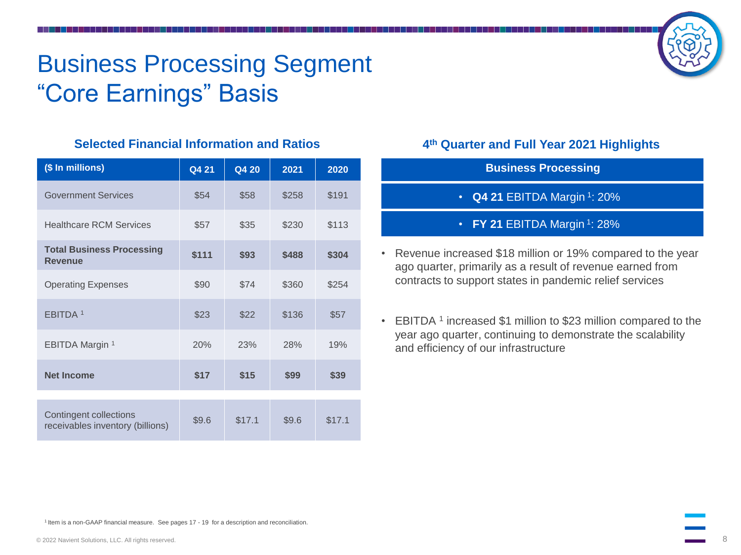# Business Processing Segment "Core Earnings" Basis

## Selected Financial Information and Ratios

| ($ In millions) | Q4 21 | Q4 20 | 2021 | 2020 |
|---|---|---|---|---|
| Government Services | $54 | $58 | $258 | $191 |
| Healthcare RCM Services | $57 | $35 | $230 | $113 |
| **Total Business Processing Revenue** | **$111** | **$93** | **$488** | **$304** |
| Operating Expenses | $90 | $74 | $360 | $254 |
| EBITDA [1] | $23 | $22 | $136 | $57 |
| EBITDA Margin [1] | 20% | 23% | 28% | 19% |
| **Net Income** | **$17** | **$15** | **$99** | **$39** |
| Contingent collections receivables inventory (billions) | $9.6 | $17.1 | $9.6 | $17.1 |

## 4th Quarter and Full Year 2021 Highlights

**Business Processing**

- **Q4 21** EBITDA Margin [1]: 20%
- **FY 21** EBITDA Margin [1]: 28%

- Revenue increased $18 million or 19% compared to the year ago quarter, primarily as a result of revenue earned from contracts to support states in pandemic relief services
- EBITDA [1] increased $1 million to $23 million compared to the year ago quarter, continuing to demonstrate the scalability and efficiency of our infrastructure

[1] Item is a non-GAAP financial measure. See pages 17 - 19 for a description and reconciliation.

© 2022 Navient Solutions, LLC. All rights reserved.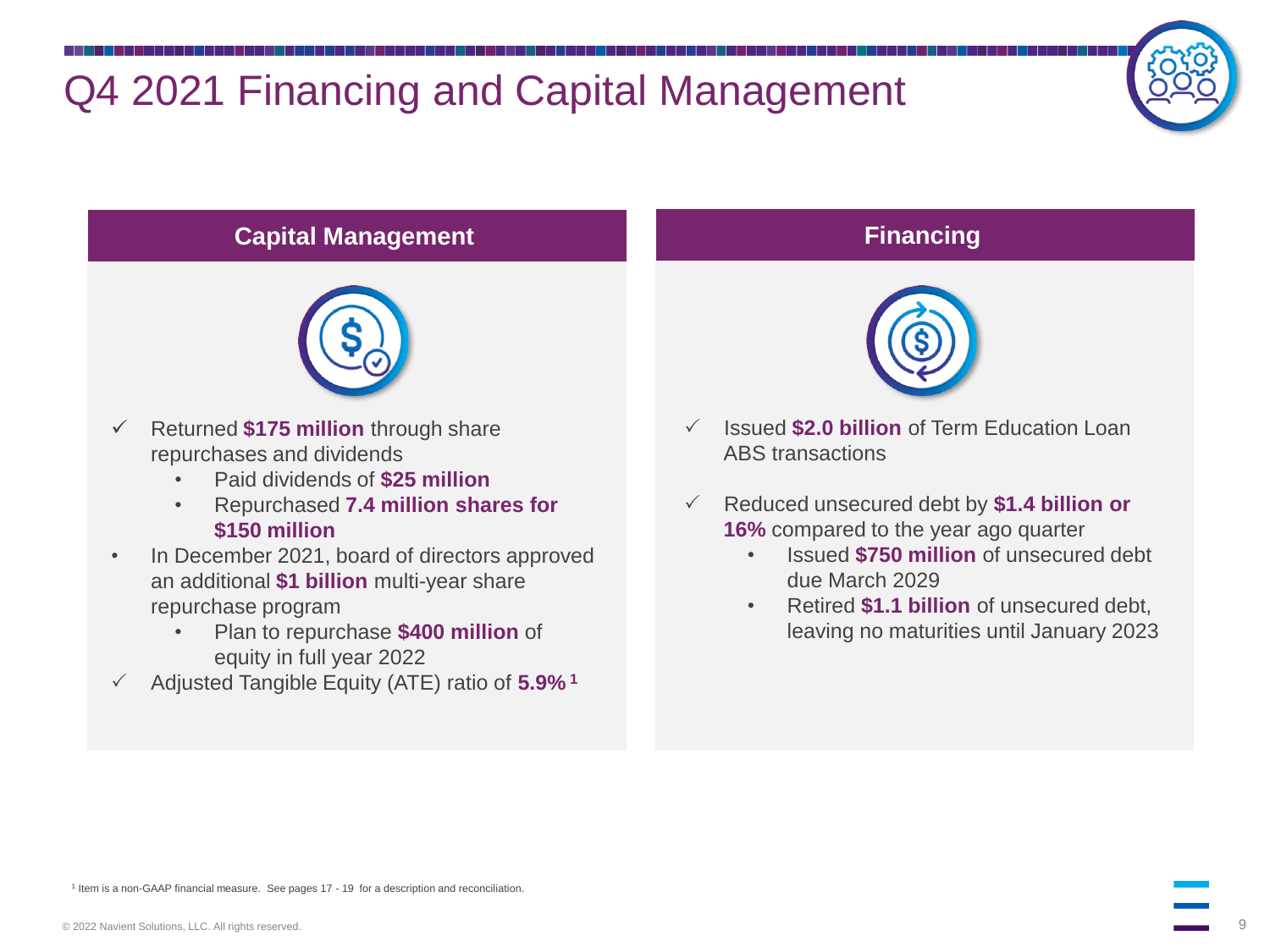# Q4 2021 Financing and Capital Management

## Capital Management

- ✓ Returned **$175 million** through share repurchases and dividends
  - Paid dividends of **$25 million**
  - Repurchased **7.4 million shares for $150 million**
- In December 2021, board of directors approved an additional **$1 billion** multi-year share repurchase program
  - Plan to repurchase **$400 million** of equity in full year 2022
- ✓ Adjusted Tangible Equity (ATE) ratio of **5.9%** [1]

## Financing

- ✓ Issued **$2.0 billion** of Term Education Loan ABS transactions
- ✓ Reduced unsecured debt by **$1.4 billion or 16%** compared to the year ago quarter
  - Issued **$750 million** of unsecured debt due March 2029
  - Retired **$1.1 billion** of unsecured debt, leaving no maturities until January 2023

[1] Item is a non-GAAP financial measure. See pages 17 - 19 for a description and reconciliation.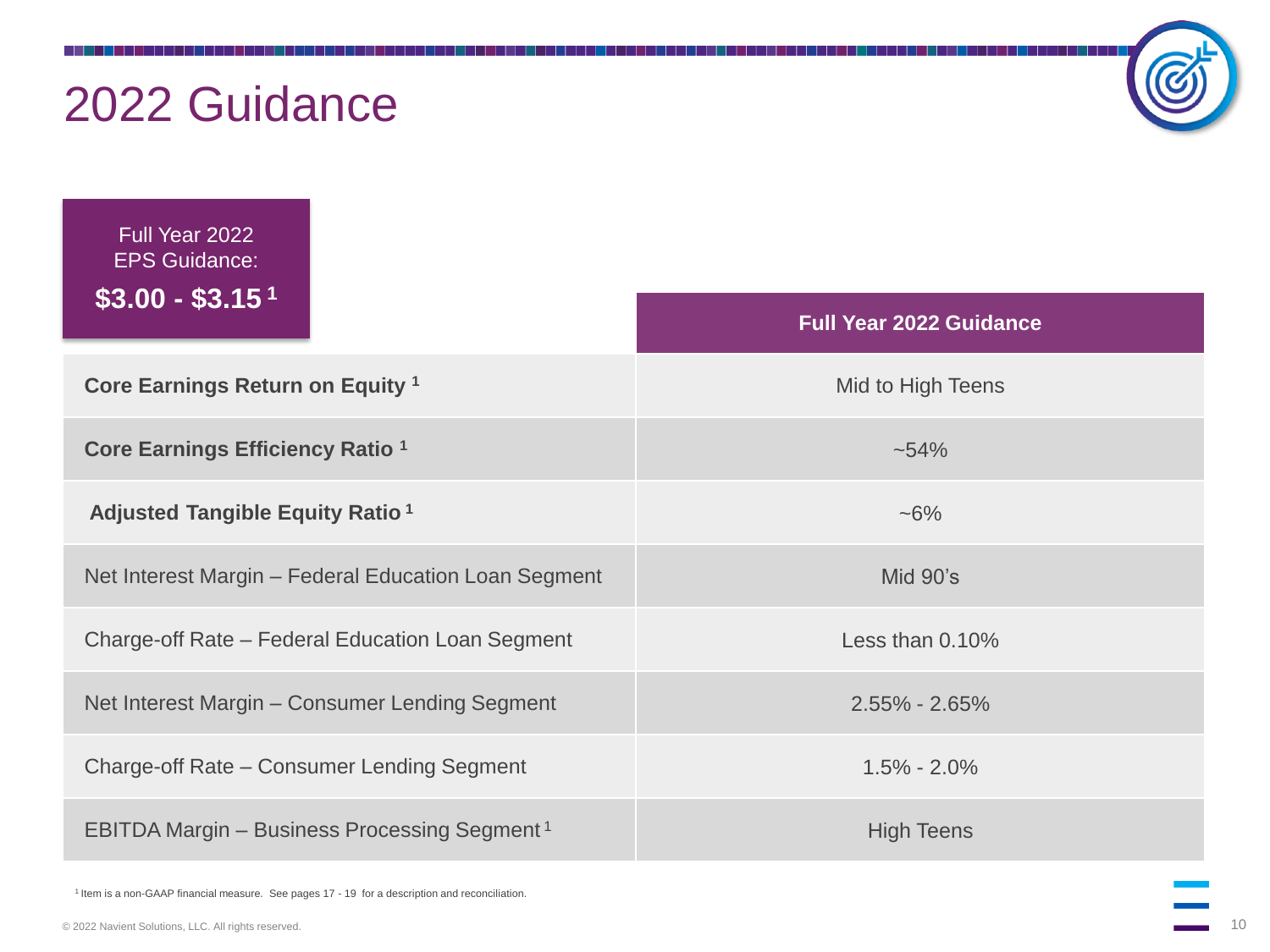# 2022 Guidance

Full Year 2022 EPS Guidance: **$3.00 - $3.15** [1]

| | Full Year 2022 Guidance |
|---|---|
| **Core Earnings Return on Equity** [1] | Mid to High Teens |
| **Core Earnings Efficiency Ratio** [1] | ~54% |
| **Adjusted Tangible Equity Ratio** [1] | ~6% |
| Net Interest Margin – Federal Education Loan Segment | Mid 90's |
| Charge-off Rate – Federal Education Loan Segment | Less than 0.10% |
| Net Interest Margin – Consumer Lending Segment | 2.55% - 2.65% |
| Charge-off Rate – Consumer Lending Segment | 1.5% - 2.0% |
| EBITDA Margin – Business Processing Segment [1] | High Teens |

[1] Item is a non-GAAP financial measure. See pages 17 - 19 for a description and reconciliation.

© 2022 Navient Solutions, LLC. All rights reserved.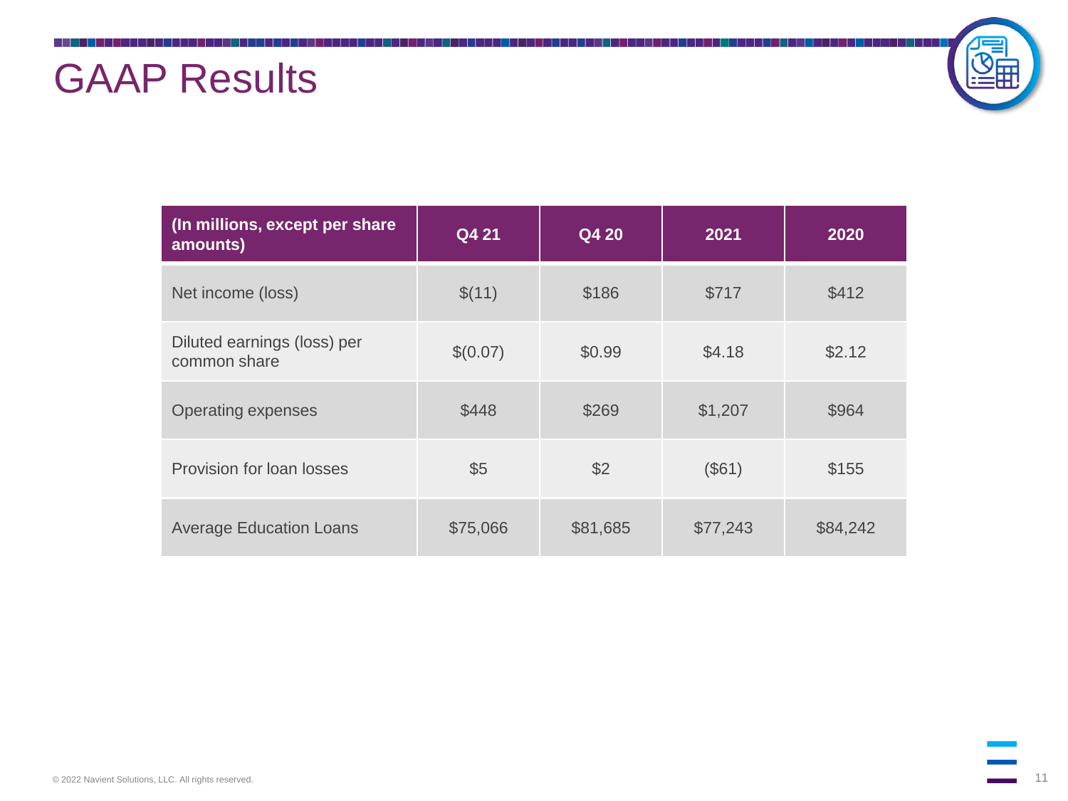# GAAP Results

| (In millions, except per share amounts) | Q4 21 | Q4 20 | 2021 | 2020 |
|---|---|---|---|---|
| Net income (loss) | $(11) | $186 | $717 | $412 |
| Diluted earnings (loss) per common share | $(0.07) | $0.99 | $4.18 | $2.12 |
| Operating expenses | $448 | $269 | $1,207 | $964 |
| Provision for loan losses | $5 | $2 | ($61) | $155 |
| Average Education Loans | $75,066 | $81,685 | $77,243 | $84,242 |

© 2022 Navient Solutions, LLC. All rights reserved.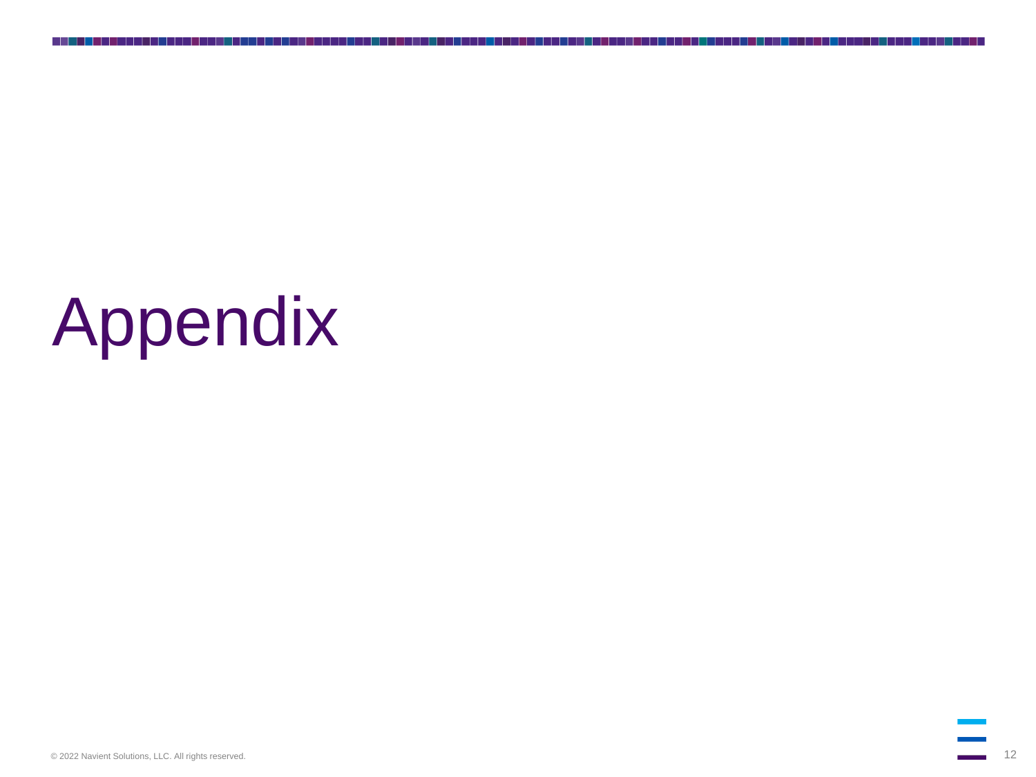# Appendix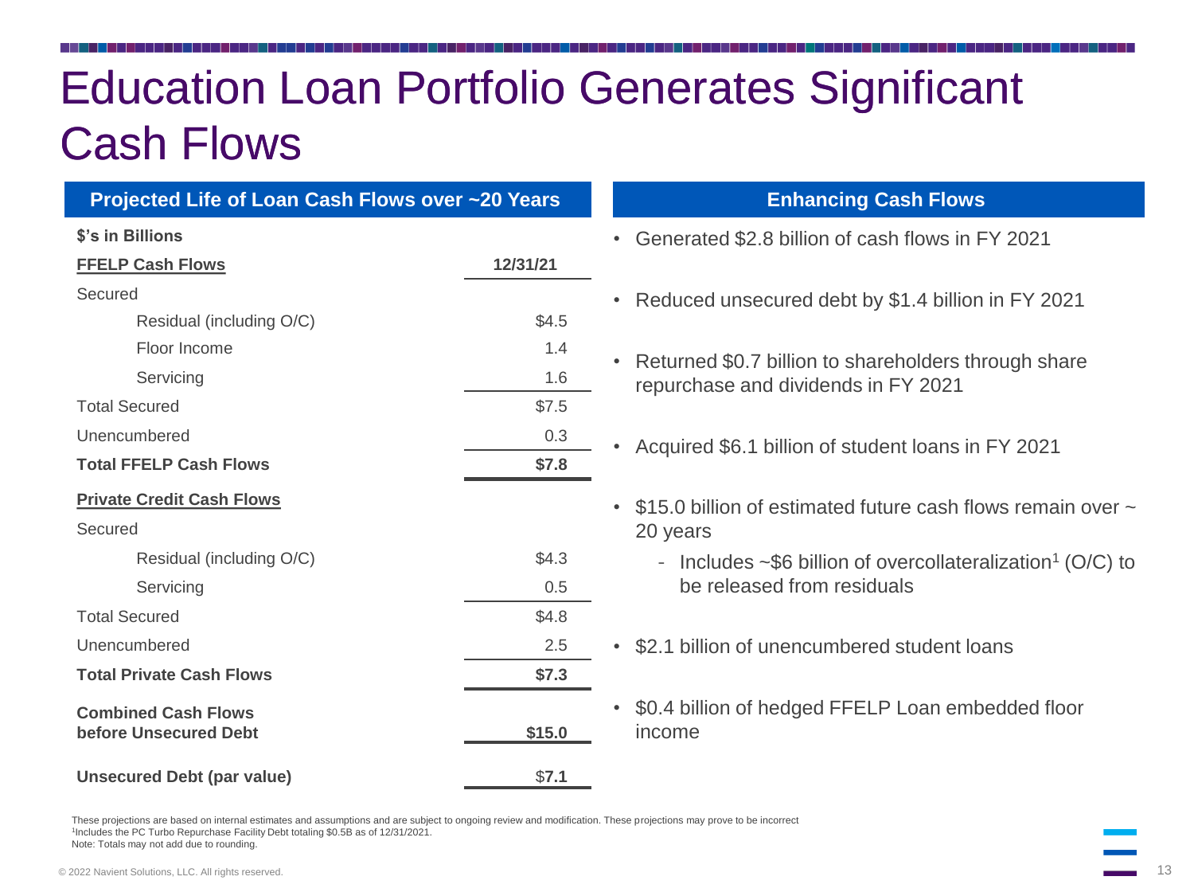# Education Loan Portfolio Generates Significant Cash Flows

## Projected Life of Loan Cash Flows over ~20 Years

| $'s in Billions | |
|---|---|
| **FFELP Cash Flows** | **12/31/21** |
| Secured | |
| Residual (including O/C) | $4.5 |
| Floor Income | 1.4 |
| Servicing | 1.6 |
| Total Secured | $7.5 |
| Unencumbered | 0.3 |
| **Total FFELP Cash Flows** | **$7.8** |
| **Private Credit Cash Flows** | |
| Secured | |
| Residual (including O/C) | $4.3 |
| Servicing | 0.5 |
| Total Secured | $4.8 |
| Unencumbered | 2.5 |
| **Total Private Cash Flows** | **$7.3** |
| **Combined Cash Flows before Unsecured Debt** | **$15.0** |
| **Unsecured Debt (par value)** | $**7.1** |

## Enhancing Cash Flows

- Generated $2.8 billion of cash flows in FY 2021
- Reduced unsecured debt by $1.4 billion in FY 2021
- Returned $0.7 billion to shareholders through share repurchase and dividends in FY 2021
- Acquired $6.1 billion of student loans in FY 2021
- $15.0 billion of estimated future cash flows remain over ~ 20 years
  - Includes ~$6 billion of overcollateralization[1] (O/C) to be released from residuals
- $2.1 billion of unencumbered student loans
- $0.4 billion of hedged FFELP Loan embedded floor income

These projections are based on internal estimates and assumptions and are subject to ongoing review and modification. These projections may prove to be incorrect

[1]Includes the PC Turbo Repurchase Facility Debt totaling $0.5B as of 12/31/2021.

Note: Totals may not add due to rounding.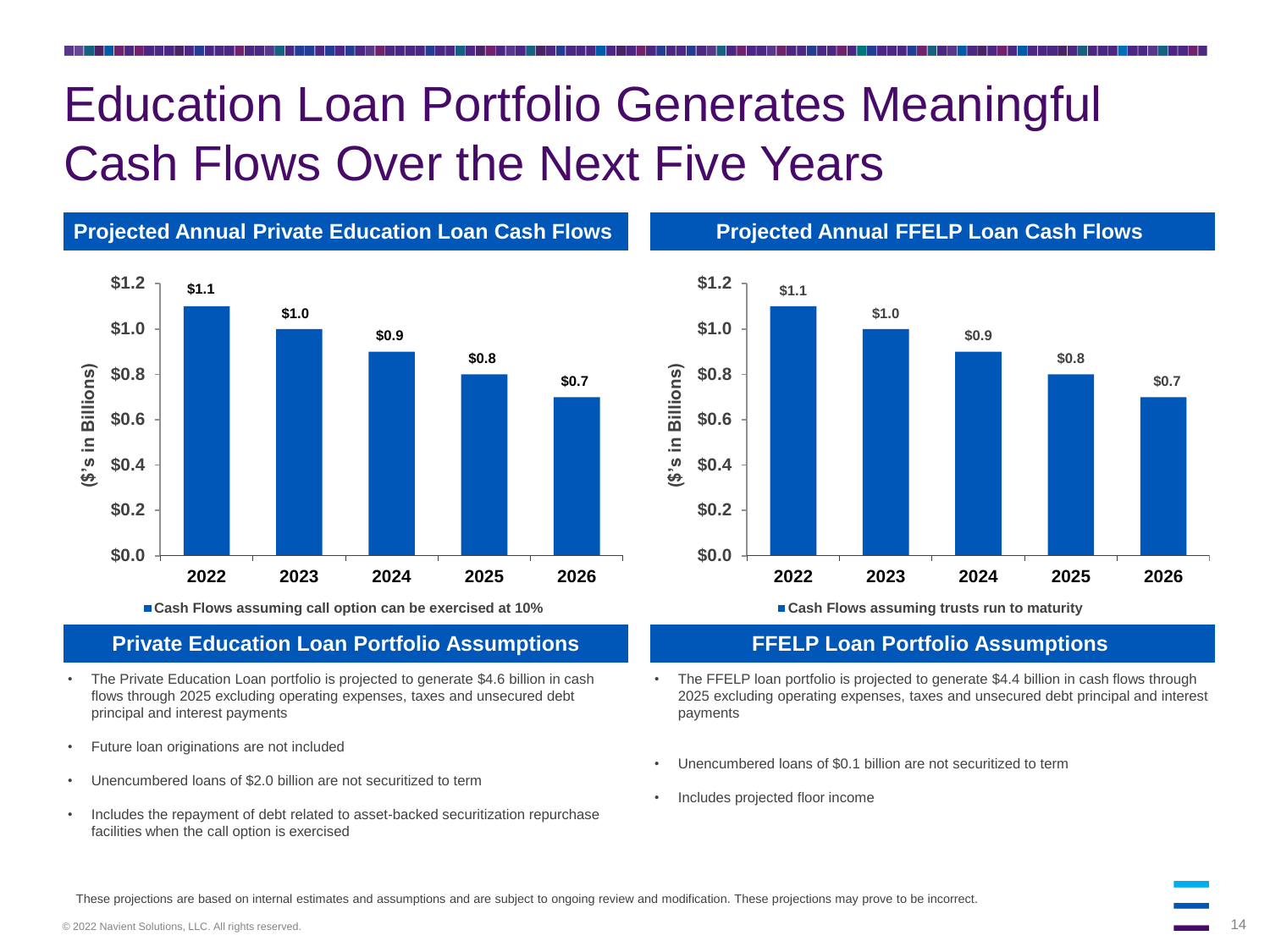# Education Loan Portfolio Generates Meaningful Cash Flows Over the Next Five Years

## Projected Annual Private Education Loan Cash Flows

($'s in Billions)

| Year | Cash Flows assuming call option can be exercised at 10% |
|---|---|
| 2022 | $1.1 |
| 2023 | $1.0 |
| 2024 | $0.9 |
| 2025 | $0.8 |
| 2026 | $0.7 |

## Projected Annual FFELP Loan Cash Flows

($'s in Billions)

| Year | Cash Flows assuming trusts run to maturity |
|---|---|
| 2022 | $1.1 |
| 2023 | $1.0 |
| 2024 | $0.9 |
| 2025 | $0.8 |
| 2026 | $0.7 |

## Private Education Loan Portfolio Assumptions

- The Private Education Loan portfolio is projected to generate $4.6 billion in cash flows through 2025 excluding operating expenses, taxes and unsecured debt principal and interest payments
- Future loan originations are not included
- Unencumbered loans of $2.0 billion are not securitized to term
- Includes the repayment of debt related to asset-backed securitization repurchase facilities when the call option is exercised

## FFELP Loan Portfolio Assumptions

- The FFELP loan portfolio is projected to generate $4.4 billion in cash flows through 2025 excluding operating expenses, taxes and unsecured debt principal and interest payments
- Unencumbered loans of $0.1 billion are not securitized to term
- Includes projected floor income

These projections are based on internal estimates and assumptions and are subject to ongoing review and modification. These projections may prove to be incorrect.

© 2022 Navient Solutions, LLC. All rights reserved.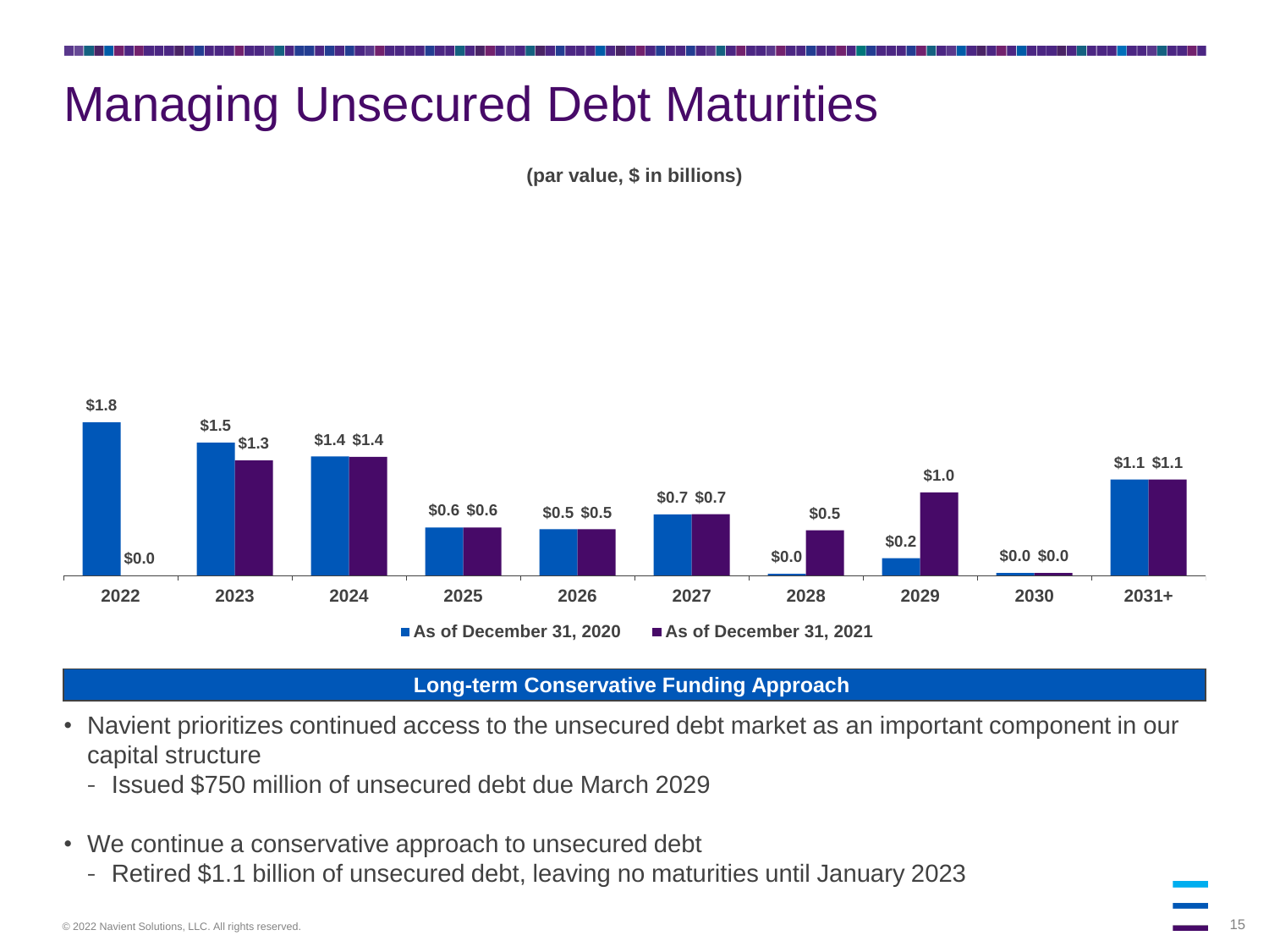# Managing Unsecured Debt Maturities

**(par value, $ in billions)**

| | 2022 | 2023 | 2024 | 2025 | 2026 | 2027 | 2028 | 2029 | 2030 | 2031+ |
|---|---|---|---|---|---|---|---|---|---|---|
| As of December 31, 2020 | $1.8 | $1.5 | $1.4 | $0.6 | $0.5 | $0.7 | $0.0 | $0.2 | $0.0 | $1.1 |
| As of December 31, 2021 | $0.0 | $1.3 | $1.4 | $0.6 | $0.5 | $0.7 | $0.5 | $1.0 | $0.0 | $1.1 |

**Long-term Conservative Funding Approach**

- Navient prioritizes continued access to the unsecured debt market as an important component in our capital structure
  - Issued $750 million of unsecured debt due March 2029
- We continue a conservative approach to unsecured debt
  - Retired $1.1 billion of unsecured debt, leaving no maturities until January 2023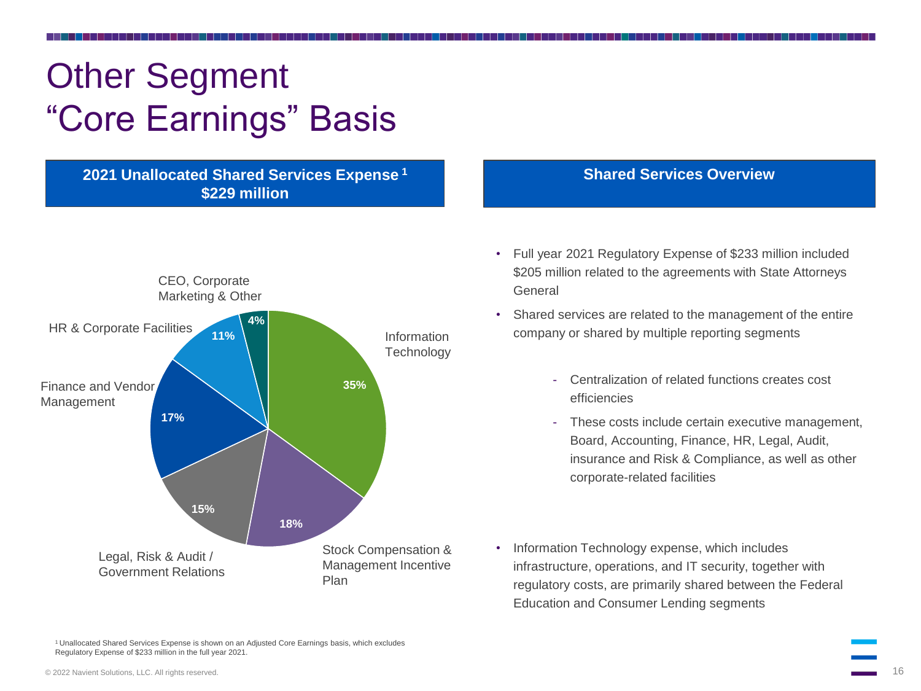# Other Segment
# "Core Earnings" Basis

## 2021 Unallocated Shared Services Expense[1] $229 million

| Category | Percentage |
|---|---|
| Information Technology | 35% |
| Stock Compensation & Management Incentive Plan | 18% |
| Legal, Risk & Audit / Government Relations | 15% |
| Finance and Vendor Management | 17% |
| HR & Corporate Facilities | 11% |
| CEO, Corporate Marketing & Other | 4% |

## Shared Services Overview

- Full year 2021 Regulatory Expense of $233 million included $205 million related to the agreements with State Attorneys General
- Shared services are related to the management of the entire company or shared by multiple reporting segments
  - Centralization of related functions creates cost efficiencies
  - These costs include certain executive management, Board, Accounting, Finance, HR, Legal, Audit, insurance and Risk & Compliance, as well as other corporate-related facilities
- Information Technology expense, which includes infrastructure, operations, and IT security, together with regulatory costs, are primarily shared between the Federal Education and Consumer Lending segments

[1] Unallocated Shared Services Expense is shown on an Adjusted Core Earnings basis, which excludes Regulatory Expense of $233 million in the full year 2021.

© 2022 Navient Solutions, LLC. All rights reserved.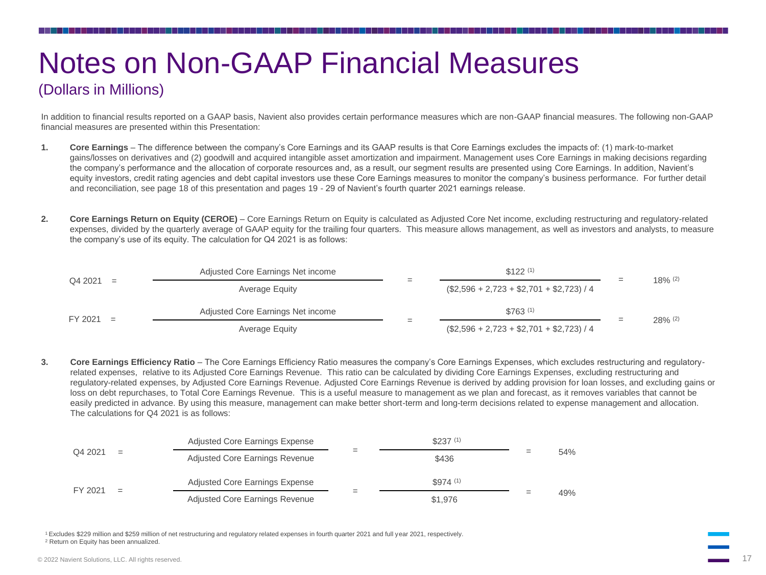# Notes on Non-GAAP Financial Measures

## (Dollars in Millions)

In addition to financial results reported on a GAAP basis, Navient also provides certain performance measures which are non-GAAP financial measures. The following non-GAAP financial measures are presented within this Presentation:

1. **Core Earnings** – The difference between the company's Core Earnings and its GAAP results is that Core Earnings excludes the impacts of: (1) mark-to-market gains/losses on derivatives and (2) goodwill and acquired intangible asset amortization and impairment. Management uses Core Earnings in making decisions regarding the company's performance and the allocation of corporate resources and, as a result, our segment results are presented using Core Earnings. In addition, Navient's equity investors, credit rating agencies and debt capital investors use these Core Earnings measures to monitor the company's business performance. For further detail and reconciliation, see page 18 of this presentation and pages 19 - 29 of Navient's fourth quarter 2021 earnings release.

2. **Core Earnings Return on Equity (CEROE)** – Core Earnings Return on Equity is calculated as Adjusted Core Net income, excluding restructuring and regulatory-related expenses, divided by the quarterly average of GAAP equity for the trailing four quarters. This measure allows management, as well as investors and analysts, to measure the company's use of its equity. The calculation for Q4 2021 is as follows:

$$\text{Q4 2021} = \frac{\text{Adjusted Core Earnings Net income}}{\text{Average Equity}} = \frac{\$122^{(1)}}{(\$2,596 + 2,723 + \$2,701 + \$2,723) / 4} = 18\%^{(2)}$$

$$\text{FY 2021} = \frac{\text{Adjusted Core Earnings Net income}}{\text{Average Equity}} = \frac{\$763^{(1)}}{(\$2,596 + 2,723 + \$2,701 + \$2,723) / 4} = 28\%^{(2)}$$

3. **Core Earnings Efficiency Ratio** – The Core Earnings Efficiency Ratio measures the company's Core Earnings Expenses, which excludes restructuring and regulatory-related expenses, relative to its Adjusted Core Earnings Revenue. This ratio can be calculated by dividing Core Earnings Expenses, excluding restructuring and regulatory-related expenses, by Adjusted Core Earnings Revenue. Adjusted Core Earnings Revenue is derived by adding provision for loan losses, and excluding gains or loss on debt repurchases, to Total Core Earnings Revenue. This is a useful measure to management as we plan and forecast, as it removes variables that cannot be easily predicted in advance. By using this measure, management can make better short-term and long-term decisions related to expense management and allocation. The calculations for Q4 2021 is as follows:

$$\text{Q4 2021} = \frac{\text{Adjusted Core Earnings Expense}}{\text{Adjusted Core Earnings Revenue}} = \frac{\$237^{(1)}}{\$436} = 54\%$$

$$\text{FY 2021} = \frac{\text{Adjusted Core Earnings Expense}}{\text{Adjusted Core Earnings Revenue}} = \frac{\$974^{(1)}}{\$1,976} = 49\%$$

[1] Excludes $229 million and $259 million of net restructuring and regulatory related expenses in fourth quarter 2021 and full year 2021, respectively.

[2] Return on Equity has been annualized.

© 2022 Navient Solutions, LLC. All rights reserved.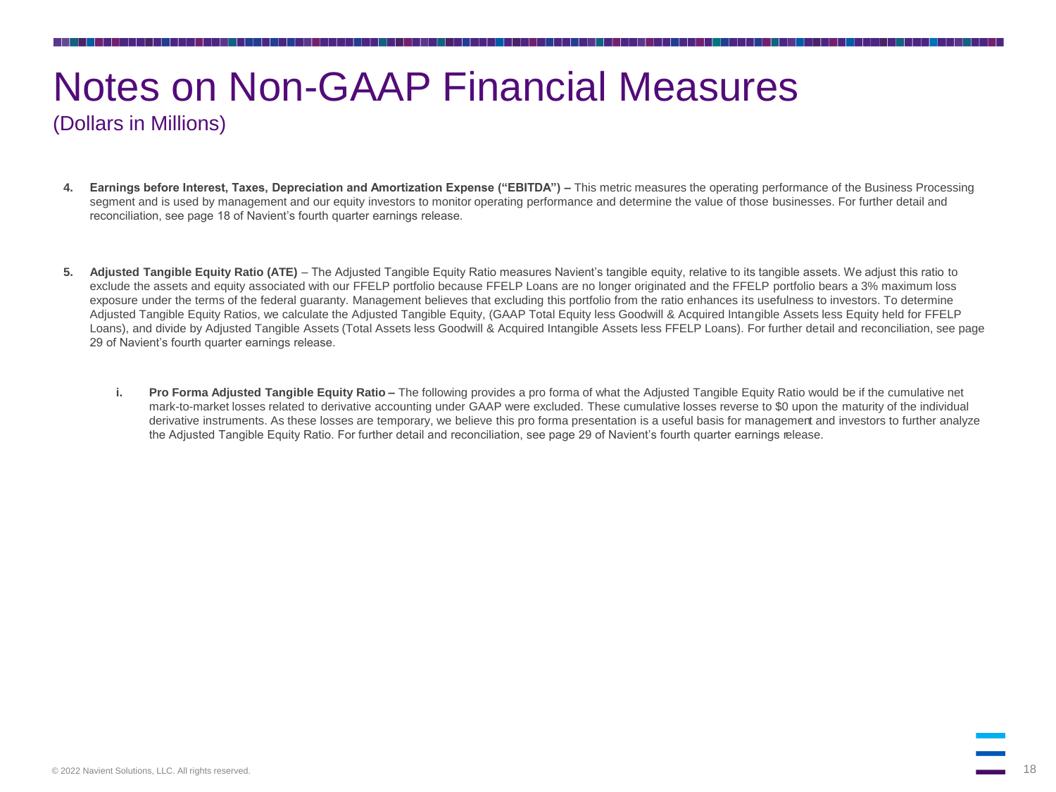# Notes on Non-GAAP Financial Measures

(Dollars in Millions)

4. **Earnings before Interest, Taxes, Depreciation and Amortization Expense ("EBITDA") –** This metric measures the operating performance of the Business Processing segment and is used by management and our equity investors to monitor operating performance and determine the value of those businesses. For further detail and reconciliation, see page 18 of Navient's fourth quarter earnings release.

5. **Adjusted Tangible Equity Ratio (ATE)** – The Adjusted Tangible Equity Ratio measures Navient's tangible equity, relative to its tangible assets. We adjust this ratio to exclude the assets and equity associated with our FFELP portfolio because FFELP Loans are no longer originated and the FFELP portfolio bears a 3% maximum loss exposure under the terms of the federal guaranty. Management believes that excluding this portfolio from the ratio enhances its usefulness to investors. To determine Adjusted Tangible Equity Ratios, we calculate the Adjusted Tangible Equity, (GAAP Total Equity less Goodwill & Acquired Intangible Assets less Equity held for FFELP Loans), and divide by Adjusted Tangible Assets (Total Assets less Goodwill & Acquired Intangible Assets less FFELP Loans). For further detail and reconciliation, see page 29 of Navient's fourth quarter earnings release.

   i. **Pro Forma Adjusted Tangible Equity Ratio –** The following provides a pro forma of what the Adjusted Tangible Equity Ratio would be if the cumulative net mark-to-market losses related to derivative accounting under GAAP were excluded. These cumulative losses reverse to $0 upon the maturity of the individual derivative instruments. As these losses are temporary, we believe this pro forma presentation is a useful basis for management and investors to further analyze the Adjusted Tangible Equity Ratio. For further detail and reconciliation, see page 29 of Navient's fourth quarter earnings release.

© 2022 Navient Solutions, LLC. All rights reserved.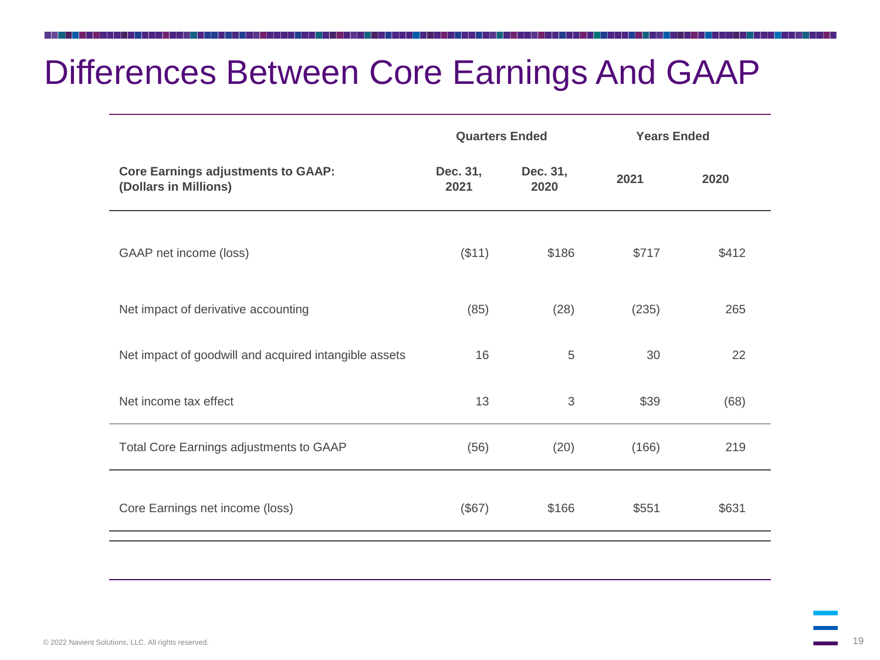# Differences Between Core Earnings And GAAP

| | Quarters Ended | | Years Ended | |
|---|---|---|---|---|
| **Core Earnings adjustments to GAAP: (Dollars in Millions)** | **Dec. 31, 2021** | **Dec. 31, 2020** | **2021** | **2020** |
| GAAP net income (loss) | ($11) | $186 | $717 | $412 |
| Net impact of derivative accounting | (85) | (28) | (235) | 265 |
| Net impact of goodwill and acquired intangible assets | 16 | 5 | 30 | 22 |
| Net income tax effect | 13 | 3 | $39 | (68) |
| Total Core Earnings adjustments to GAAP | (56) | (20) | (166) | 219 |
| Core Earnings net income (loss) | ($67) | $166 | $551 | $631 |

© 2022 Navient Solutions, LLC. All rights reserved.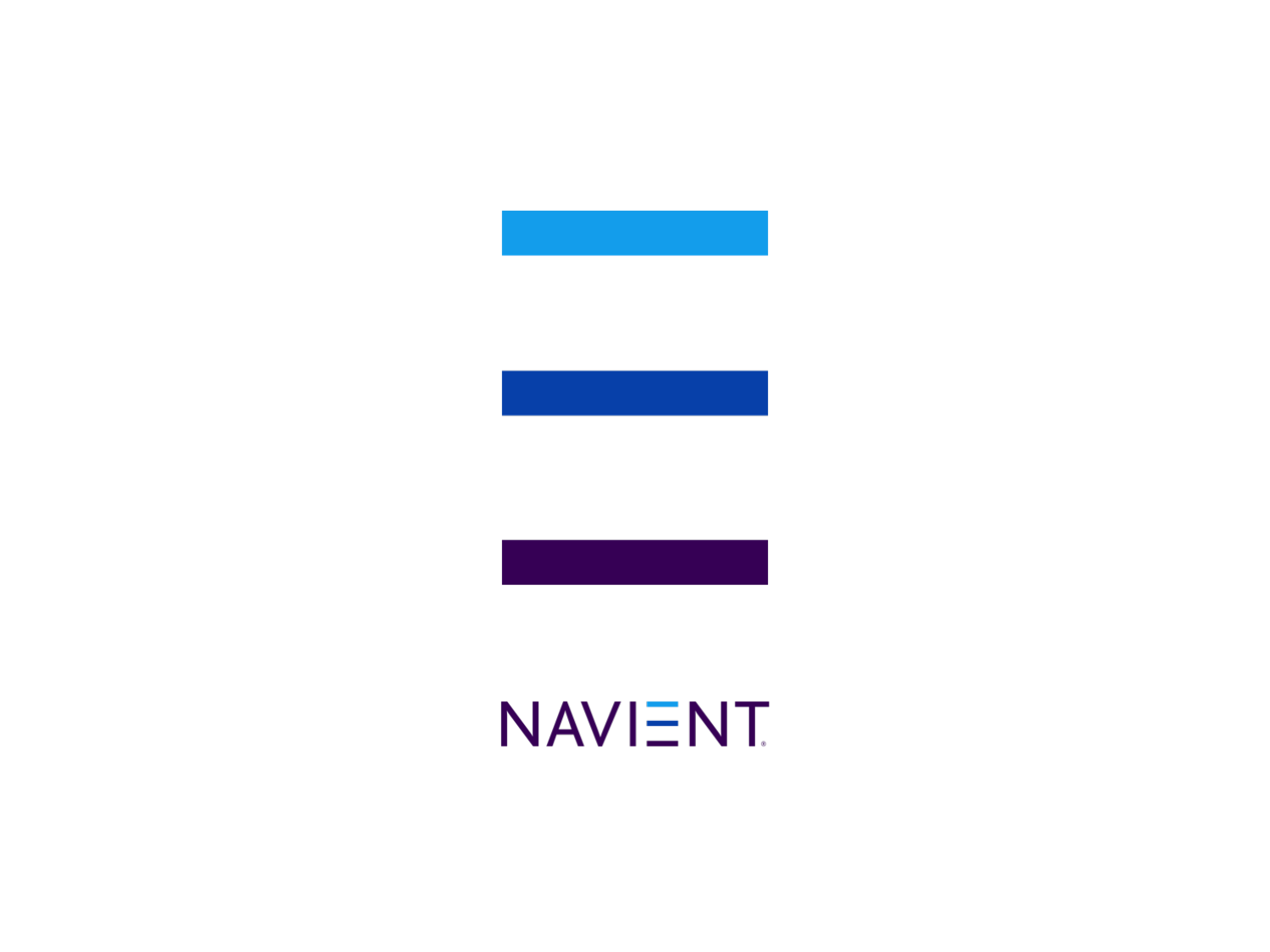NAVIENT®